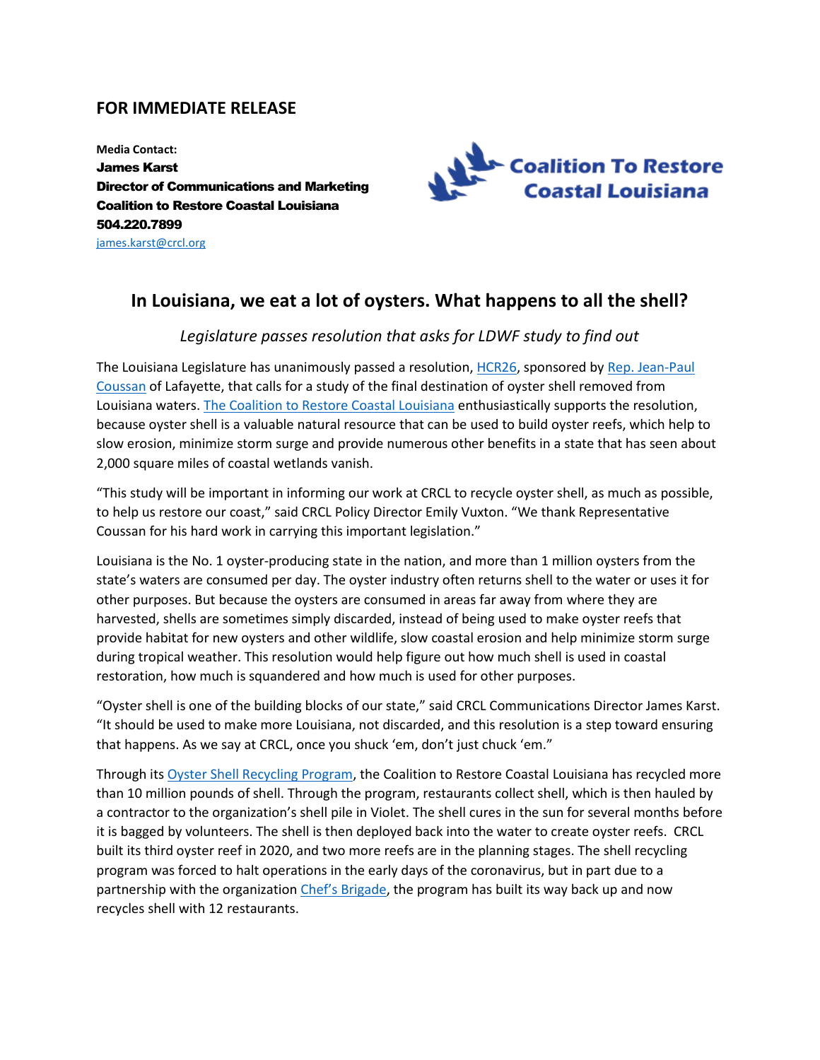## FOR IMMEDIATE RELEASE

**Media Contact:**
**James Karst**
**Director of Communications and Marketing**
**Coalition to Restore Coastal Louisiana**
**504.220.7899**
james.karst@crcl.org

Coalition To Restore Coastal Louisiana

# In Louisiana, we eat a lot of oysters. What happens to all the shell?

*Legislature passes resolution that asks for LDWF study to find out*

The Louisiana Legislature has unanimously passed a resolution, HCR26, sponsored by Rep. Jean-Paul Coussan of Lafayette, that calls for a study of the final destination of oyster shell removed from Louisiana waters. The Coalition to Restore Coastal Louisiana enthusiastically supports the resolution, because oyster shell is a valuable natural resource that can be used to build oyster reefs, which help to slow erosion, minimize storm surge and provide numerous other benefits in a state that has seen about 2,000 square miles of coastal wetlands vanish.

"This study will be important in informing our work at CRCL to recycle oyster shell, as much as possible, to help us restore our coast," said CRCL Policy Director Emily Vuxton. "We thank Representative Coussan for his hard work in carrying this important legislation."

Louisiana is the No. 1 oyster-producing state in the nation, and more than 1 million oysters from the state's waters are consumed per day. The oyster industry often returns shell to the water or uses it for other purposes. But because the oysters are consumed in areas far away from where they are harvested, shells are sometimes simply discarded, instead of being used to make oyster reefs that provide habitat for new oysters and other wildlife, slow coastal erosion and help minimize storm surge during tropical weather. This resolution would help figure out how much shell is used in coastal restoration, how much is squandered and how much is used for other purposes.

"Oyster shell is one of the building blocks of our state," said CRCL Communications Director James Karst. "It should be used to make more Louisiana, not discarded, and this resolution is a step toward ensuring that happens. As we say at CRCL, once you shuck 'em, don't just chuck 'em."

Through its Oyster Shell Recycling Program, the Coalition to Restore Coastal Louisiana has recycled more than 10 million pounds of shell. Through the program, restaurants collect shell, which is then hauled by a contractor to the organization's shell pile in Violet. The shell cures in the sun for several months before it is bagged by volunteers. The shell is then deployed back into the water to create oyster reefs. CRCL built its third oyster reef in 2020, and two more reefs are in the planning stages. The shell recycling program was forced to halt operations in the early days of the coronavirus, but in part due to a partnership with the organization Chef's Brigade, the program has built its way back up and now recycles shell with 12 restaurants.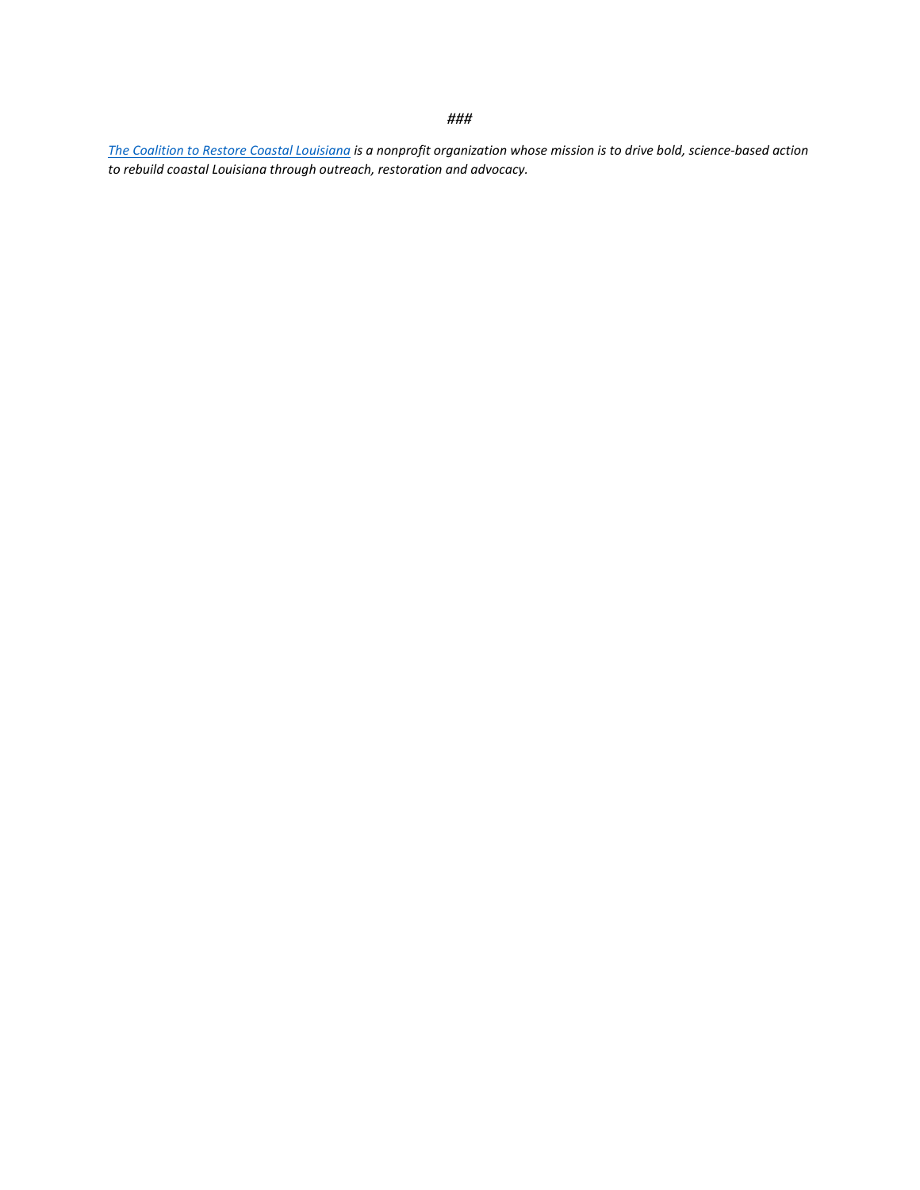*###*

*[The Coalition to Restore Coastal Louisiana] is a nonprofit organization whose mission is to drive bold, science-based action to rebuild coastal Louisiana through outreach, restoration and advocacy.*